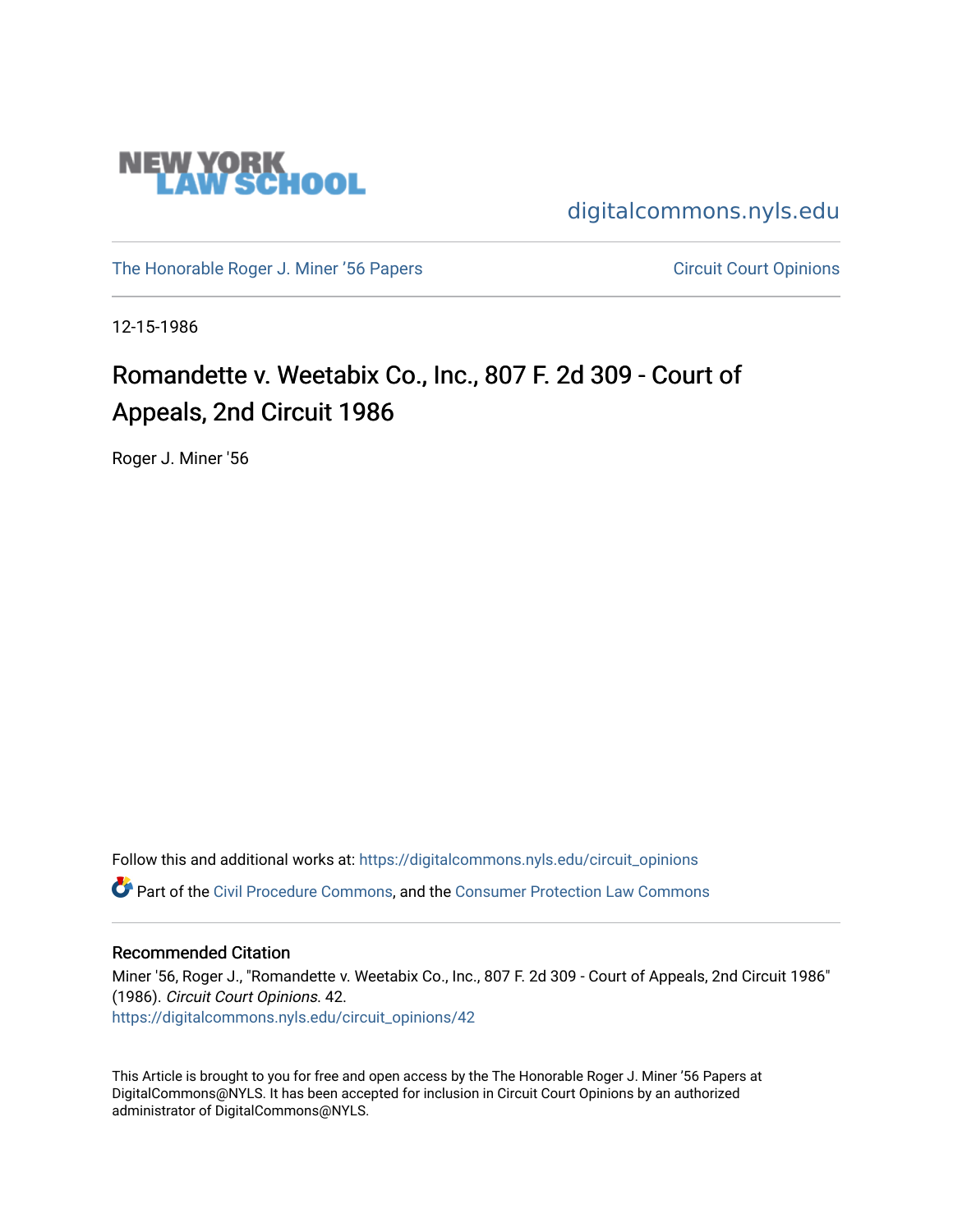NEW YORK LAW SCHOOL

digitalcommons.nyls.edu

The Honorable Roger J. Miner '56 Papers | Circuit Court Opinions

12-15-1986

# Romandette v. Weetabix Co., Inc., 807 F. 2d 309 - Court of Appeals, 2nd Circuit 1986

Roger J. Miner '56

Follow this and additional works at: https://digitalcommons.nyls.edu/circuit_opinions

Part of the Civil Procedure Commons, and the Consumer Protection Law Commons

## Recommended Citation

Miner '56, Roger J., "Romandette v. Weetabix Co., Inc., 807 F. 2d 309 - Court of Appeals, 2nd Circuit 1986" (1986). *Circuit Court Opinions*. 42.
https://digitalcommons.nyls.edu/circuit_opinions/42

This Article is brought to you for free and open access by the The Honorable Roger J. Miner '56 Papers at DigitalCommons@NYLS. It has been accepted for inclusion in Circuit Court Opinions by an authorized administrator of DigitalCommons@NYLS.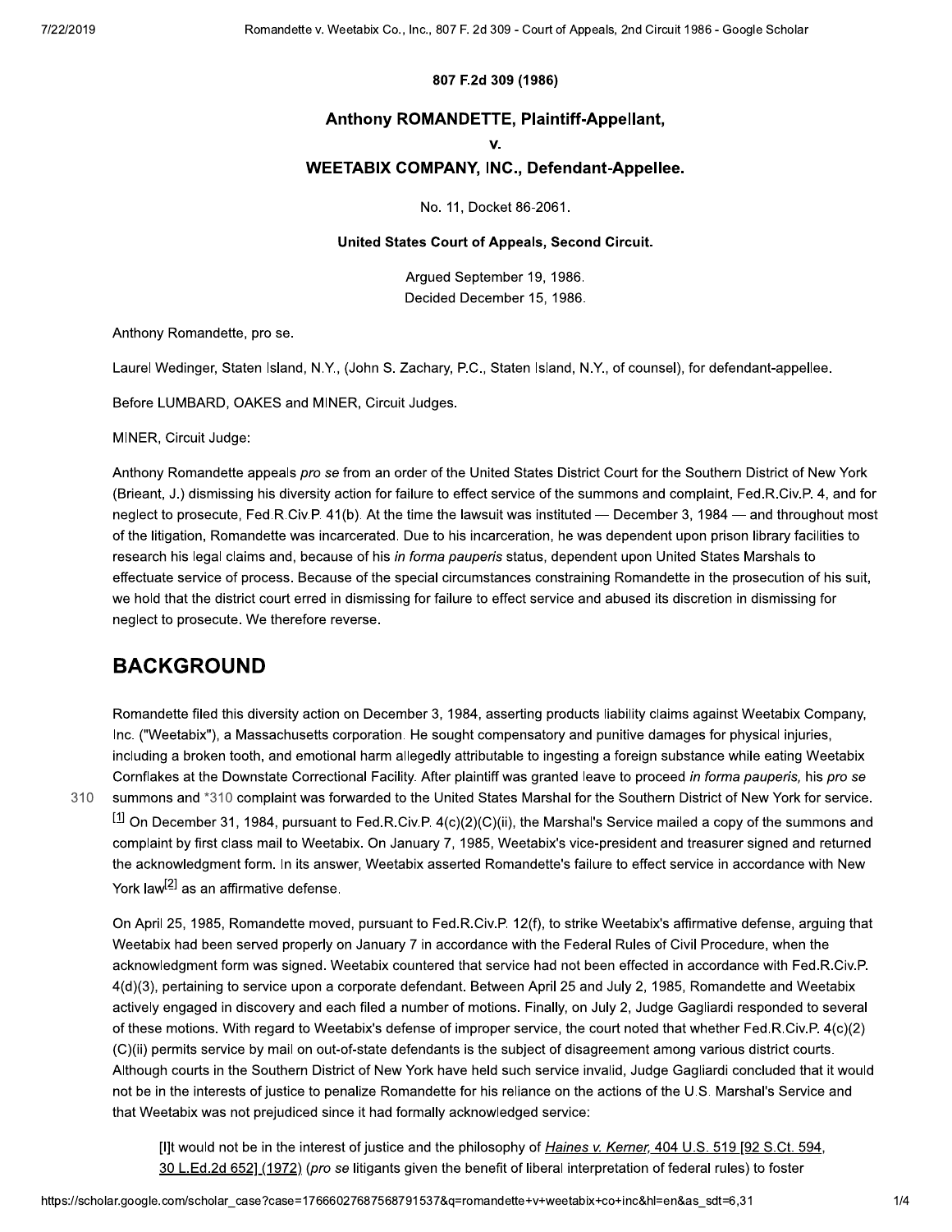**807 F.2d 309 (1986)**

## Anthony ROMANDETTE, Plaintiff-Appellant,

## v.

## WEETABIX COMPANY, INC., Defendant-Appellee.

No. 11, Docket 86-2061.

**United States Court of Appeals, Second Circuit.**

Argued September 19, 1986.
Decided December 15, 1986.

Anthony Romandette, pro se.

Laurel Wedinger, Staten Island, N.Y., (John S. Zachary, P.C., Staten Island, N.Y., of counsel), for defendant-appellee.

Before LUMBARD, OAKES and MINER, Circuit Judges.

MINER, Circuit Judge:

Anthony Romandette appeals *pro se* from an order of the United States District Court for the Southern District of New York (Brieant, J.) dismissing his diversity action for failure to effect service of the summons and complaint, Fed.R.Civ.P. 4, and for neglect to prosecute, Fed.R.Civ.P. 41(b). At the time the lawsuit was instituted — December 3, 1984 — and throughout most of the litigation, Romandette was incarcerated. Due to his incarceration, he was dependent upon prison library facilities to research his legal claims and, because of his *in forma pauperis* status, dependent upon United States Marshals to effectuate service of process. Because of the special circumstances constraining Romandette in the prosecution of his suit, we hold that the district court erred in dismissing for failure to effect service and abused its discretion in dismissing for neglect to prosecute. We therefore reverse.

## BACKGROUND

Romandette filed this diversity action on December 3, 1984, asserting products liability claims against Weetabix Company, Inc. ("Weetabix"), a Massachusetts corporation. He sought compensatory and punitive damages for physical injuries, including a broken tooth, and emotional harm allegedly attributable to ingesting a foreign substance while eating Weetabix Cornflakes at the Downstate Correctional Facility. After plaintiff was granted leave to proceed *in forma pauperis,* his *pro se* summons and *310 complaint was forwarded to the United States Marshal for the Southern District of New York for service.[1] On December 31, 1984, pursuant to Fed.R.Civ.P. 4(c)(2)(C)(ii), the Marshal's Service mailed a copy of the summons and complaint by first class mail to Weetabix. On January 7, 1985, Weetabix's vice-president and treasurer signed and returned the acknowledgment form. In its answer, Weetabix asserted Romandette's failure to effect service in accordance with New York law[2] as an affirmative defense.

On April 25, 1985, Romandette moved, pursuant to Fed.R.Civ.P. 12(f), to strike Weetabix's affirmative defense, arguing that Weetabix had been served properly on January 7 in accordance with the Federal Rules of Civil Procedure, when the acknowledgment form was signed. Weetabix countered that service had not been effected in accordance with Fed.R.Civ.P. 4(d)(3), pertaining to service upon a corporate defendant. Between April 25 and July 2, 1985, Romandette and Weetabix actively engaged in discovery and each filed a number of motions. Finally, on July 2, Judge Gagliardi responded to several of these motions. With regard to Weetabix's defense of improper service, the court noted that whether Fed.R.Civ.P. 4(c)(2)(C)(ii) permits service by mail on out-of-state defendants is the subject of disagreement among various district courts. Although courts in the Southern District of New York have held such service invalid, Judge Gagliardi concluded that it would not be in the interests of justice to penalize Romandette for his reliance on the actions of the U.S. Marshal's Service and that Weetabix was not prejudiced since it had formally acknowledged service:

> [I]t would not be in the interest of justice and the philosophy of *Haines v. Kerner,* 404 U.S. 519 [92 S.Ct. 594, 30 L.Ed.2d 652] (1972) (*pro se* litigants given the benefit of liberal interpretation of federal rules) to foster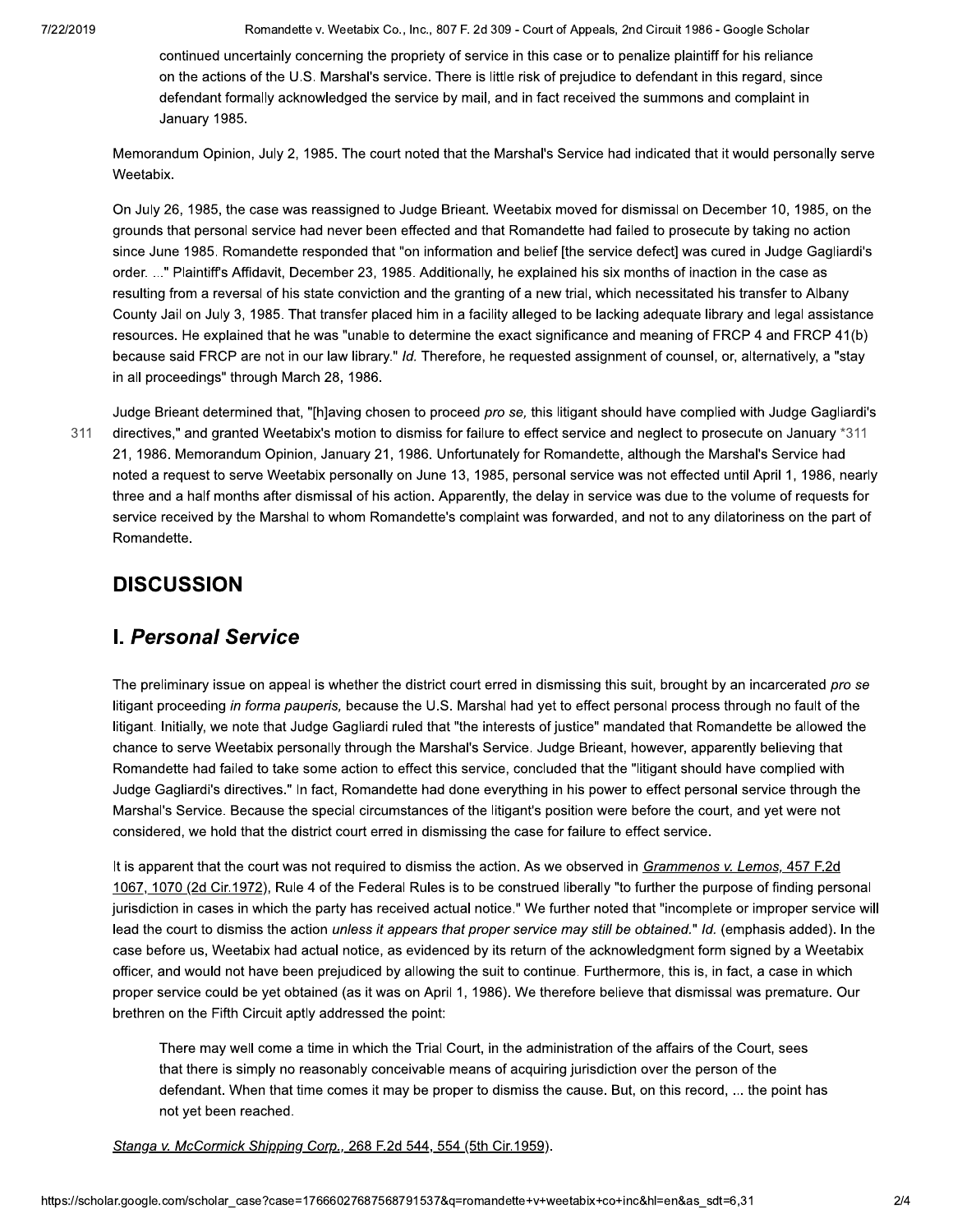continued uncertainly concerning the propriety of service in this case or to penalize plaintiff for his reliance on the actions of the U.S. Marshal's service. There is little risk of prejudice to defendant in this regard, since defendant formally acknowledged the service by mail, and in fact received the summons and complaint in January 1985.

Memorandum Opinion, July 2, 1985. The court noted that the Marshal's Service had indicated that it would personally serve Weetabix.

On July 26, 1985, the case was reassigned to Judge Brieant. Weetabix moved for dismissal on December 10, 1985, on the grounds that personal service had never been effected and that Romandette had failed to prosecute by taking no action since June 1985. Romandette responded that "on information and belief [the service defect] was cured in Judge Gagliardi's order. ..." Plaintiff's Affidavit, December 23, 1985. Additionally, he explained his six months of inaction in the case as resulting from a reversal of his state conviction and the granting of a new trial, which necessitated his transfer to Albany County Jail on July 3, 1985. That transfer placed him in a facility alleged to be lacking adequate library and legal assistance resources. He explained that he was "unable to determine the exact significance and meaning of FRCP 4 and FRCP 41(b) because said FRCP are not in our law library." *Id.* Therefore, he requested assignment of counsel, or, alternatively, a "stay in all proceedings" through March 28, 1986.

Judge Brieant determined that, "[h]aving chosen to proceed *pro se,* this litigant should have complied with Judge Gagliardi's directives," and granted Weetabix's motion to dismiss for failure to effect service and neglect to prosecute on January *311 21, 1986. Memorandum Opinion, January 21, 1986. Unfortunately for Romandette, although the Marshal's Service had noted a request to serve Weetabix personally on June 13, 1985, personal service was not effected until April 1, 1986, nearly three and a half months after dismissal of his action. Apparently, the delay in service was due to the volume of requests for service received by the Marshal to whom Romandette's complaint was forwarded, and not to any dilatoriness on the part of Romandette.

## DISCUSSION

## I. *Personal Service*

The preliminary issue on appeal is whether the district court erred in dismissing this suit, brought by an incarcerated *pro se* litigant proceeding *in forma pauperis,* because the U.S. Marshal had yet to effect personal process through no fault of the litigant. Initially, we note that Judge Gagliardi ruled that "the interests of justice" mandated that Romandette be allowed the chance to serve Weetabix personally through the Marshal's Service. Judge Brieant, however, apparently believing that Romandette had failed to take some action to effect this service, concluded that the "litigant should have complied with Judge Gagliardi's directives." In fact, Romandette had done everything in his power to effect personal service through the Marshal's Service. Because the special circumstances of the litigant's position were before the court, and yet were not considered, we hold that the district court erred in dismissing the case for failure to effect service.

It is apparent that the court was not required to dismiss the action. As we observed in *Grammenos v. Lemos,* 457 F.2d 1067, 1070 (2d Cir.1972), Rule 4 of the Federal Rules is to be construed liberally "to further the purpose of finding personal jurisdiction in cases in which the party has received actual notice." We further noted that "incomplete or improper service will lead the court to dismiss the action *unless it appears that proper service may still be obtained.*" *Id.* (emphasis added). In the case before us, Weetabix had actual notice, as evidenced by its return of the acknowledgment form signed by a Weetabix officer, and would not have been prejudiced by allowing the suit to continue. Furthermore, this is, in fact, a case in which proper service could be yet obtained (as it was on April 1, 1986). We therefore believe that dismissal was premature. Our brethren on the Fifth Circuit aptly addressed the point:

> There may well come a time in which the Trial Court, in the administration of the affairs of the Court, sees that there is simply no reasonably conceivable means of acquiring jurisdiction over the person of the defendant. When that time comes it may be proper to dismiss the cause. But, on this record, ... the point has not yet been reached.

*Stanga v. McCormick Shipping Corp.,* 268 F.2d 544, 554 (5th Cir.1959).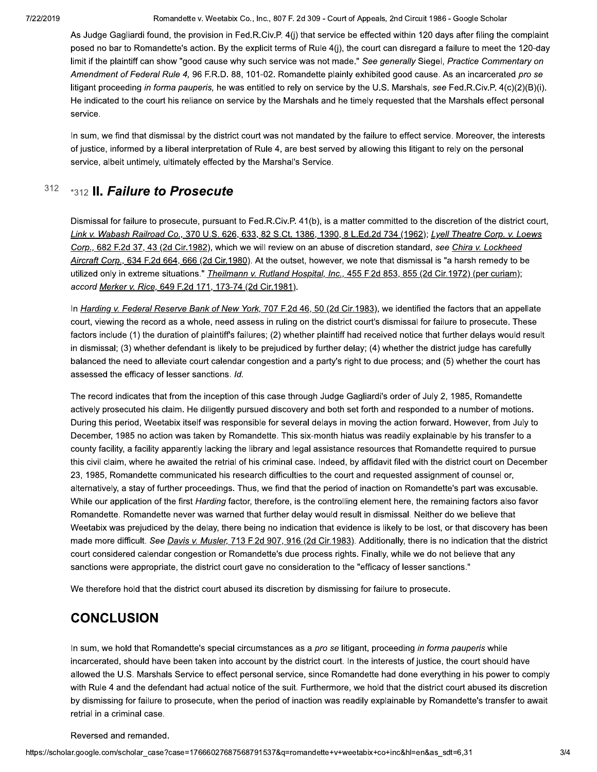As Judge Gagliardi found, the provision in Fed.R.Civ.P. 4(j) that service be effected within 120 days after filing the complaint posed no bar to Romandette's action. By the explicit terms of Rule 4(j), the court can disregard a failure to meet the 120-day limit if the plaintiff can show "good cause why such service was not made." *See generally* Siegel, *Practice Commentary on Amendment of Federal Rule 4,* 96 F.R.D. 88, 101-02. Romandette plainly exhibited good cause. As an incarcerated *pro se* litigant proceeding *in forma pauperis,* he was entitled to rely on service by the U.S. Marshals, *see* Fed.R.Civ.P. 4(c)(2)(B)(i). He indicated to the court his reliance on service by the Marshals and he timely requested that the Marshals effect personal service.

In sum, we find that dismissal by the district court was not mandated by the failure to effect service. Moreover, the interests of justice, informed by a liberal interpretation of Rule 4, are best served by allowing this litigant to rely on the personal service, albeit untimely, ultimately effected by the Marshal's Service.

## *312 II. *Failure to Prosecute*

Dismissal for failure to prosecute, pursuant to Fed.R.Civ.P. 41(b), is a matter committed to the discretion of the district court, *Link v. Wabash Railroad Co.,* 370 U.S. 626, 633, 82 S.Ct. 1386, 1390, 8 L.Ed.2d 734 (1962); *Lyell Theatre Corp. v. Loews Corp.,* 682 F.2d 37, 43 (2d Cir.1982), which we will review on an abuse of discretion standard, *see Chira v. Lockheed Aircraft Corp.,* 634 F.2d 664, 666 (2d Cir.1980). At the outset, however, we note that dismissal is "a harsh remedy to be utilized only in extreme situations." *Theilmann v. Rutland Hospital, Inc.,* 455 F.2d 853, 855 (2d Cir.1972) (per curiam); *accord Merker v. Rice,* 649 F.2d 171, 173-74 (2d Cir.1981).

In *Harding v. Federal Reserve Bank of New York,* 707 F.2d 46, 50 (2d Cir.1983), we identified the factors that an appellate court, viewing the record as a whole, need assess in ruling on the district court's dismissal for failure to prosecute. These factors include (1) the duration of plaintiff's failures; (2) whether plaintiff had received notice that further delays would result in dismissal; (3) whether defendant is likely to be prejudiced by further delay; (4) whether the district judge has carefully balanced the need to alleviate court calendar congestion and a party's right to due process; and (5) whether the court has assessed the efficacy of lesser sanctions. *Id.*

The record indicates that from the inception of this case through Judge Gagliardi's order of July 2, 1985, Romandette actively prosecuted his claim. He diligently pursued discovery and both set forth and responded to a number of motions. During this period, Weetabix itself was responsible for several delays in moving the action forward. However, from July to December, 1985 no action was taken by Romandette. This six-month hiatus was readily explainable by his transfer to a county facility, a facility apparently lacking the library and legal assistance resources that Romandette required to pursue this civil claim, where he awaited the retrial of his criminal case. Indeed, by affidavit filed with the district court on December 23, 1985, Romandette communicated his research difficulties to the court and requested assignment of counsel or, alternatively, a stay of further proceedings. Thus, we find that the period of inaction on Romandette's part was excusable. While our application of the first *Harding* factor, therefore, is the controlling element here, the remaining factors also favor Romandette. Romandette never was warned that further delay would result in dismissal. Neither do we believe that Weetabix was prejudiced by the delay, there being no indication that evidence is likely to be lost, or that discovery has been made more difficult. *See Davis v. Musler,* 713 F.2d 907, 916 (2d Cir.1983). Additionally, there is no indication that the district court considered calendar congestion or Romandette's due process rights. Finally, while we do not believe that any sanctions were appropriate, the district court gave no consideration to the "efficacy of lesser sanctions."

We therefore hold that the district court abused its discretion by dismissing for failure to prosecute.

## CONCLUSION

In sum, we hold that Romandette's special circumstances as a *pro se* litigant, proceeding *in forma pauperis* while incarcerated, should have been taken into account by the district court. In the interests of justice, the court should have allowed the U.S. Marshals Service to effect personal service, since Romandette had done everything in his power to comply with Rule 4 and the defendant had actual notice of the suit. Furthermore, we hold that the district court abused its discretion by dismissing for failure to prosecute, when the period of inaction was readily explainable by Romandette's transfer to await retrial in a criminal case.

Reversed and remanded.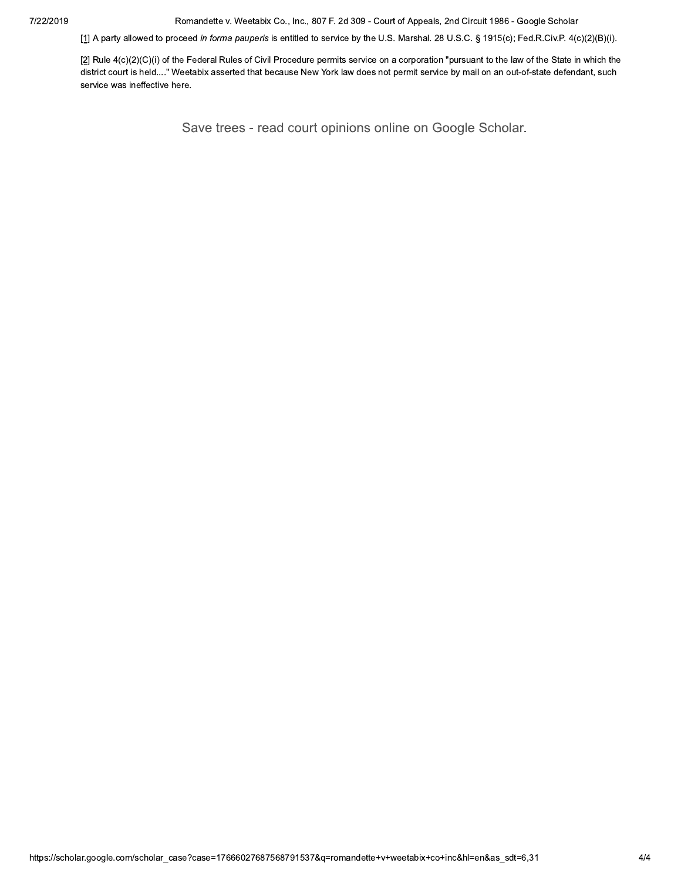[1] A party allowed to proceed *in forma pauperis* is entitled to service by the U.S. Marshal. 28 U.S.C. § 1915(c); Fed.R.Civ.P. 4(c)(2)(B)(i).

[2] Rule 4(c)(2)(C)(i) of the Federal Rules of Civil Procedure permits service on a corporation "pursuant to the law of the State in which the district court is held...." Weetabix asserted that because New York law does not permit service by mail on an out-of-state defendant, such service was ineffective here.

Save trees - read court opinions online on Google Scholar.